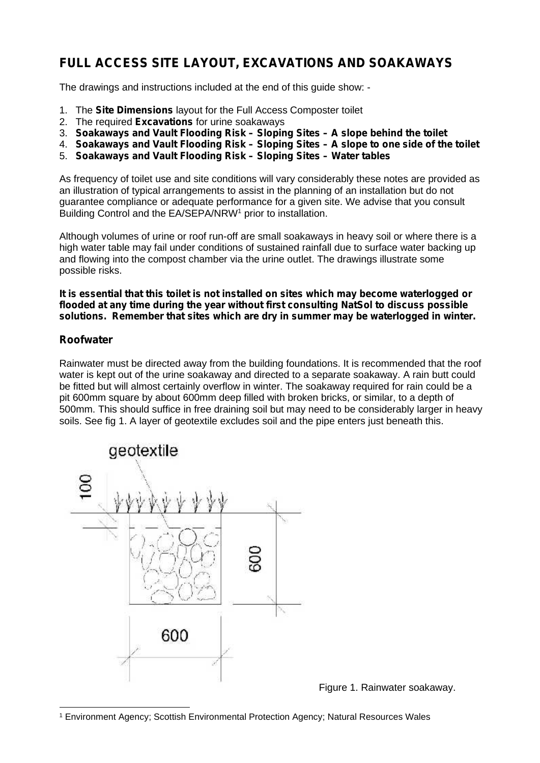# FULL ACCESS SITE LAYOUT, EXCAVATIONS AND SOAKAWAYS

The drawings and instructions included at the end of this guide show: -

1. The **Site Dimensions** layout for the Full Access Composter toilet
2. The required **Excavations** for urine soakaways
3. **Soakaways and Vault Flooding Risk – Sloping Sites – A slope behind the toilet**
4. **Soakaways and Vault Flooding Risk – Sloping Sites – A slope to one side of the toilet**
5. **Soakaways and Vault Flooding Risk – Sloping Sites – Water tables**

As frequency of toilet use and site conditions will vary considerably these notes are provided as an illustration of typical arrangements to assist in the planning of an installation but do not guarantee compliance or adequate performance for a given site. We advise that you consult Building Control and the EA/SEPA/NRW[1] prior to installation.

Although volumes of urine or roof run-off are small soakaways in heavy soil or where there is a high water table may fail under conditions of sustained rainfall due to surface water backing up and flowing into the compost chamber via the urine outlet. The drawings illustrate some possible risks.

**It is essential that this toilet is not installed on sites which may become waterlogged or flooded at any time during the year without first consulting NatSol to discuss possible solutions. Remember that sites which are dry in summer may be waterlogged in winter.**

## Roofwater

Rainwater must be directed away from the building foundations. It is recommended that the roof water is kept out of the urine soakaway and directed to a separate soakaway. A rain butt could be fitted but will almost certainly overflow in winter. The soakaway required for rain could be a pit 600mm square by about 600mm deep filled with broken bricks, or similar, to a depth of 500mm. This should suffice in free draining soil but may need to be considerably larger in heavy soils. See fig 1. A layer of geotextile excludes soil and the pipe enters just beneath this.

geotextile

100

600

600

Figure 1. Rainwater soakaway.

[1] Environment Agency; Scottish Environmental Protection Agency; Natural Resources Wales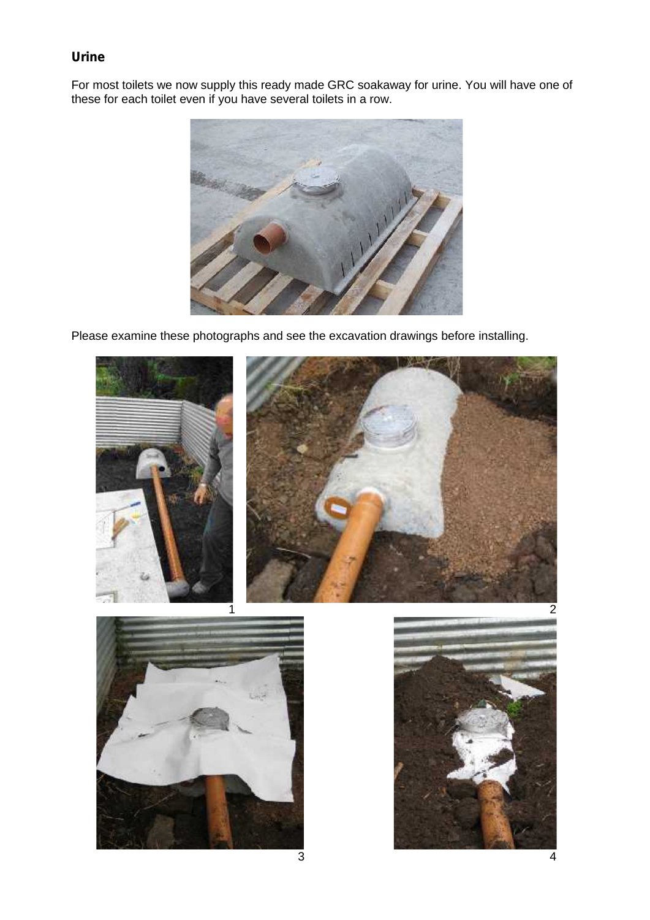## Urine

For most toilets we now supply this ready made GRC soakaway for urine. You will have one of these for each toilet even if you have several toilets in a row.

Please examine these photographs and see the excavation drawings before installing.

1

2

3

4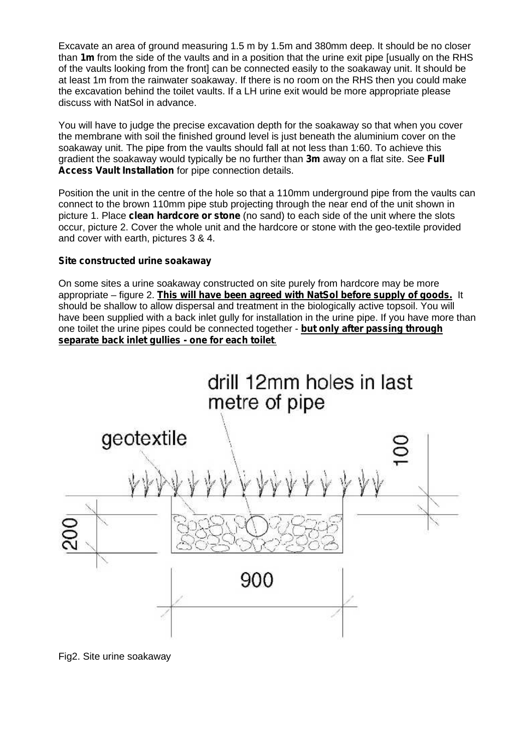Excavate an area of ground measuring 1.5 m by 1.5m and 380mm deep. It should be no closer than **1m** from the side of the vaults and in a position that the urine exit pipe [usually on the RHS of the vaults looking from the front] can be connected easily to the soakaway unit. It should be at least 1m from the rainwater soakaway. If there is no room on the RHS then you could make the excavation behind the toilet vaults. If a LH urine exit would be more appropriate please discuss with NatSol in advance.

You will have to judge the precise excavation depth for the soakaway so that when you cover the membrane with soil the finished ground level is just beneath the aluminium cover on the soakaway unit. The pipe from the vaults should fall at not less than 1:60. To achieve this gradient the soakaway would typically be no further than **3m** away on a flat site. See **Full Access Vault Installation** for pipe connection details.

Position the unit in the centre of the hole so that a 110mm underground pipe from the vaults can connect to the brown 110mm pipe stub projecting through the near end of the unit shown in picture 1. Place **clean hardcore or stone** (no sand) to each side of the unit where the slots occur, picture 2. Cover the whole unit and the hardcore or stone with the geo-textile provided and cover with earth, pictures 3 & 4.

**Site constructed urine soakaway**

On some sites a urine soakaway constructed on site purely from hardcore may be more appropriate – figure 2. **This will have been agreed with NatSol before supply of goods.** It should be shallow to allow dispersal and treatment in the biologically active topsoil. You will have been supplied with a back inlet gully for installation in the urine pipe. If you have more than one toilet the urine pipes could be connected together - **but only after passing through separate back inlet gullies - one for each toilet**.

drill 12mm holes in last metre of pipe

geotextile

100

200

900

Fig2. Site urine soakaway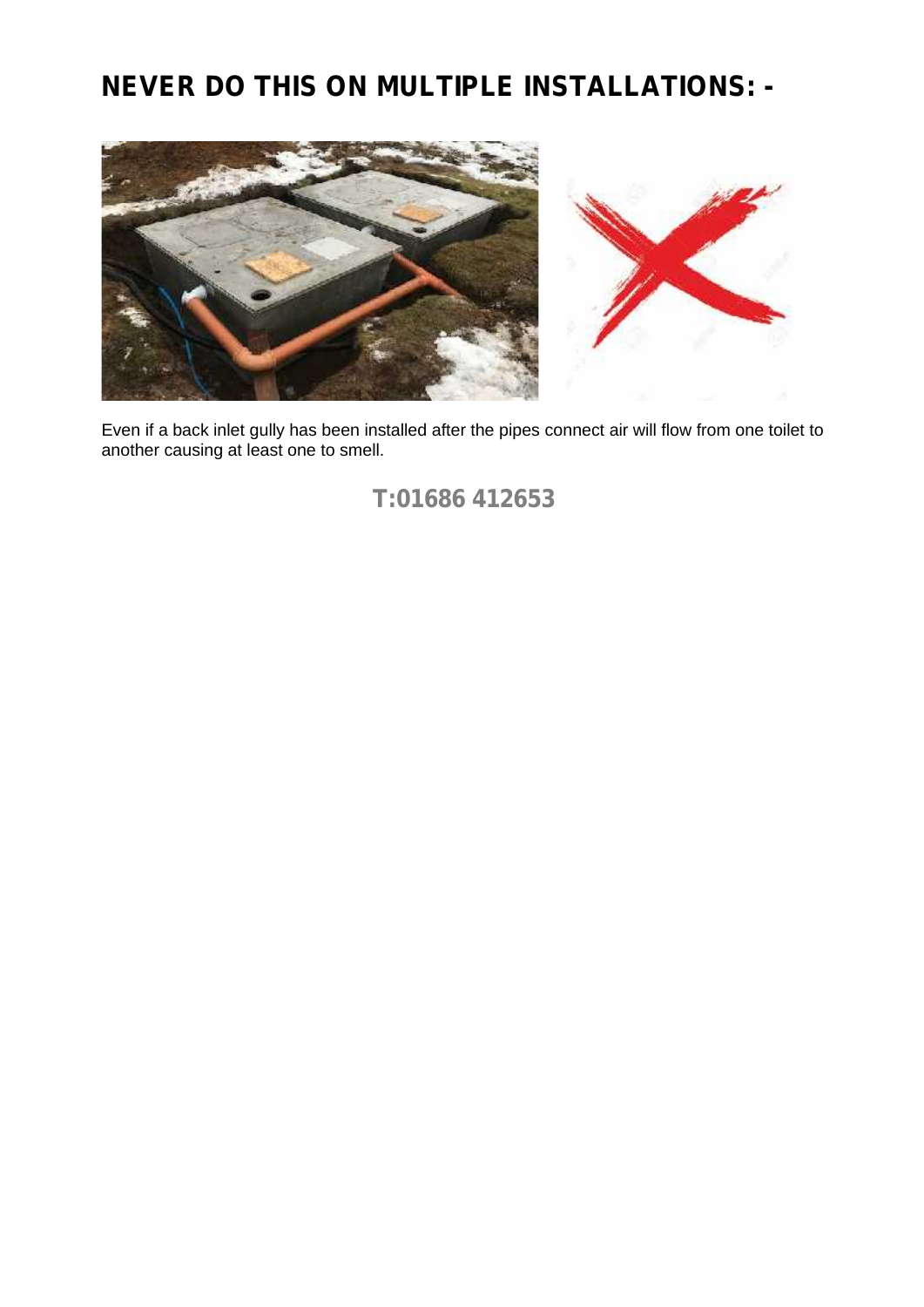## NEVER DO THIS ON MULTIPLE INSTALLATIONS: -

Even if a back inlet gully has been installed after the pipes connect air will flow from one toilet to another causing at least one to smell.

**T:01686 412653**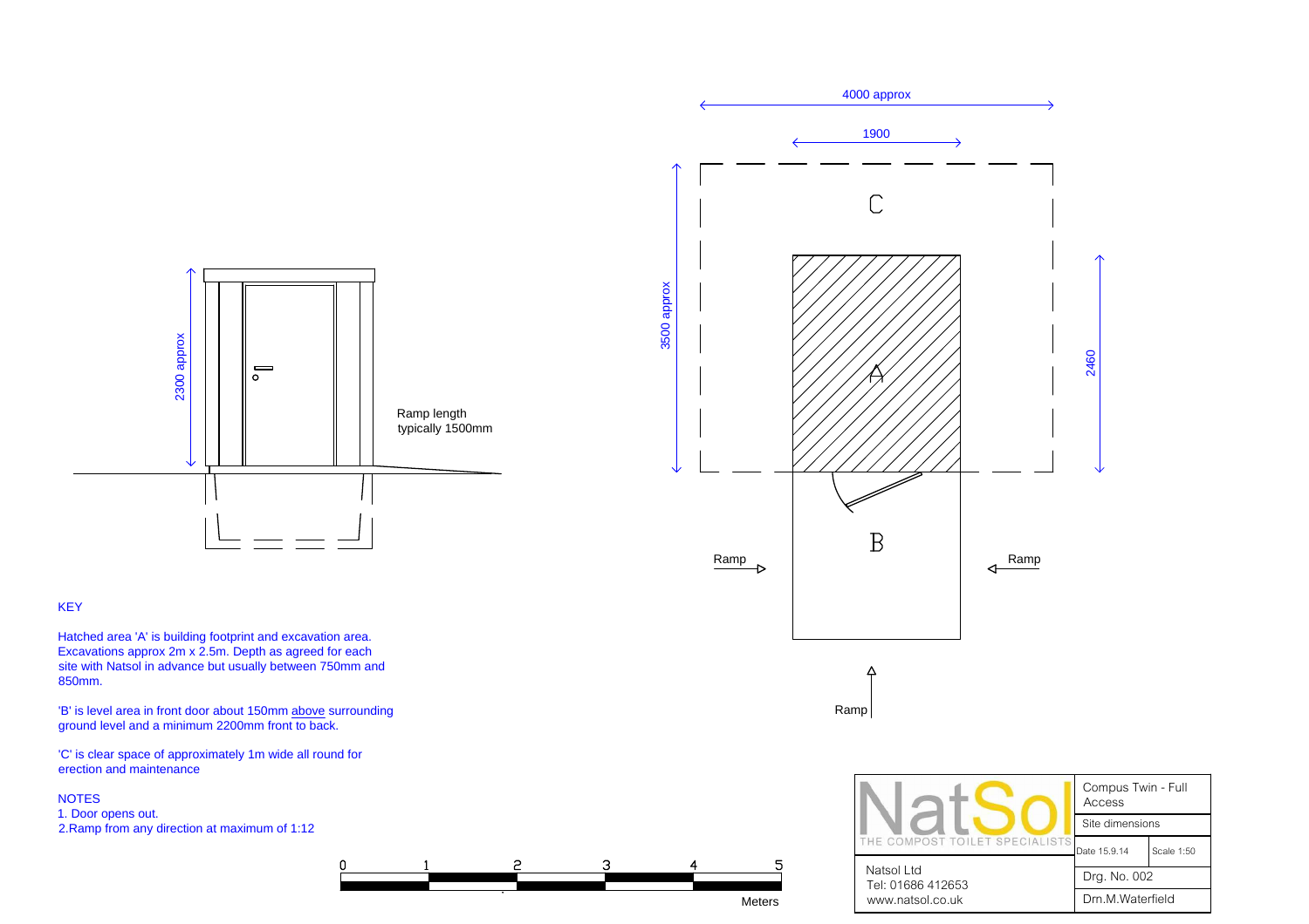2300 approx

Ramp length typically 1500mm

4000 approx

1900

C

3500 approx

A

2460

B

Ramp

Ramp

Ramp

KEY

Hatched area 'A' is building footprint and excavation area. Excavations approx 2m x 2.5m. Depth as agreed for each site with Natsol in advance but usually between 750mm and 850mm.

'B' is level area in front door about 150mm above surrounding ground level and a minimum 2200mm front to back.

'C' is clear space of approximately 1m wide all round for erection and maintenance

NOTES

1. Door opens out.
2. Ramp from any direction at maximum of 1:12

0 1 2 3 4 5

Meters

| NatSol THE COMPOST TOILET SPECIALISTS | Compus Twin - Full Access | |
|---|---|---|
| | Site dimensions | |
| | Date 15.9.14 | Scale 1:50 |
| Natsol Ltd<br>Tel: 01686 412653<br>www.natsol.co.uk | Drg. No. 002 | |
| | Drn.M.Waterfield | |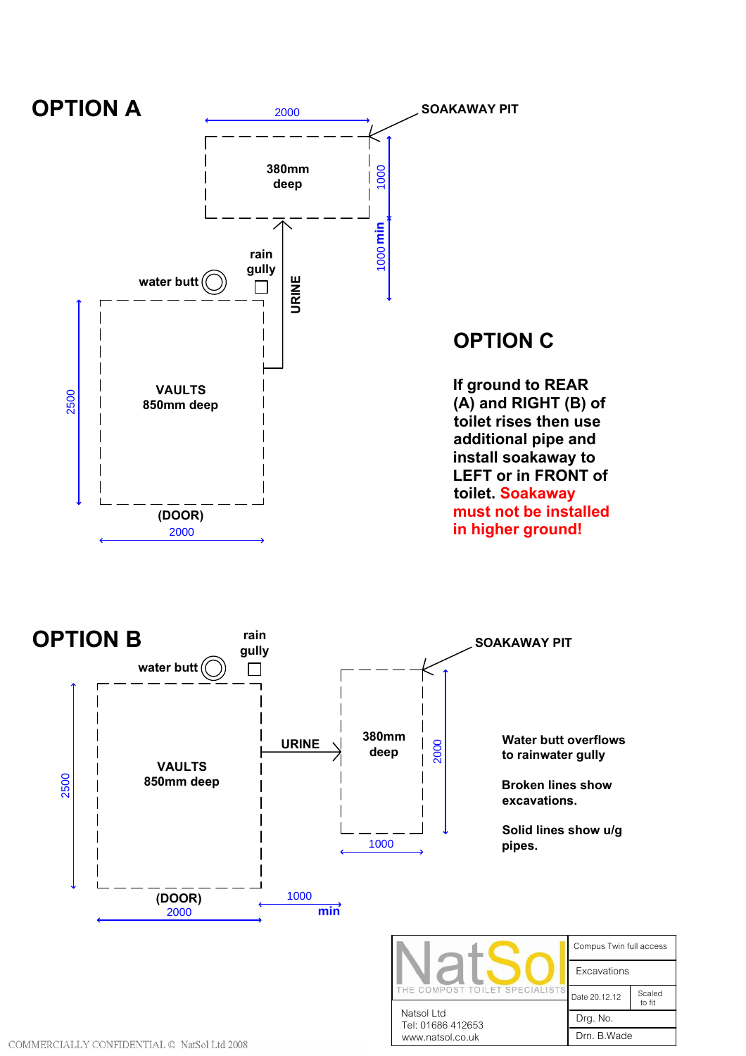## OPTION A

2000

SOAKAWAY PIT

380mm deep

1000

1000 min

rain gully

water butt

URINE

VAULTS
850mm deep

2500

(DOOR)

2000

## OPTION C

**If ground to REAR (A) and RIGHT (B) of toilet rises then use additional pipe and install soakaway to LEFT or in FRONT of toilet. Soakaway must not be installed in higher ground!**

## OPTION B

rain gully

water butt

SOAKAWAY PIT

VAULTS
850mm deep

2500

URINE

380mm deep

2000

1000

(DOOR)

2000

1000 min

**Water butt overflows to rainwater gully**

**Broken lines show excavations.**

**Solid lines show u/g pipes.**

| NatSol THE COMPOST TOILET SPECIALISTS | Compus Twin full access | |
|---|---|---|
| | Excavations | |
| | Date 20.12.12 | Scaled to fit |
| Natsol Ltd<br>Tel: 01686 412653<br>www.natsol.co.uk | Drg. No. | |
| | Drn. B.Wade | |

COMMERCIALLY CONFIDENTIAL © NatSol Ltd 2008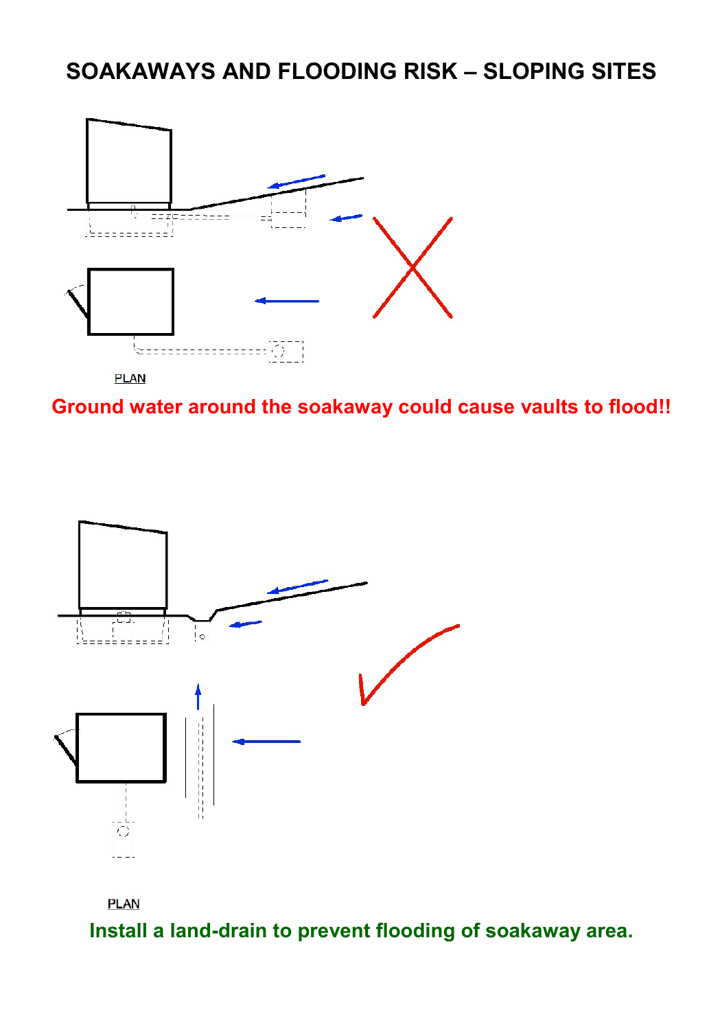# SOAKAWAYS AND FLOODING RISK – SLOPING SITES

PLAN

**Ground water around the soakaway could cause vaults to flood!!**

PLAN

**Install a land-drain to prevent flooding of soakaway area.**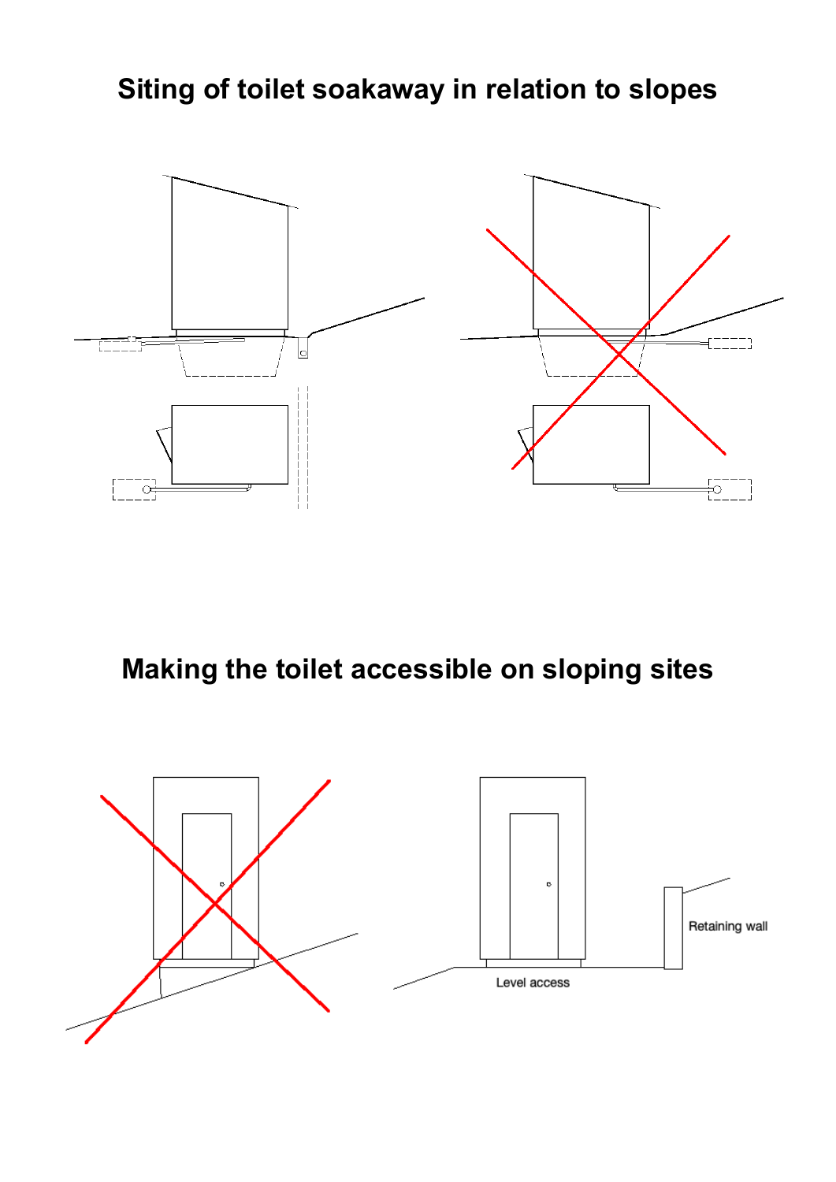## Siting of toilet soakaway in relation to slopes

## Making the toilet accessible on sloping sites

Retaining wall

Level access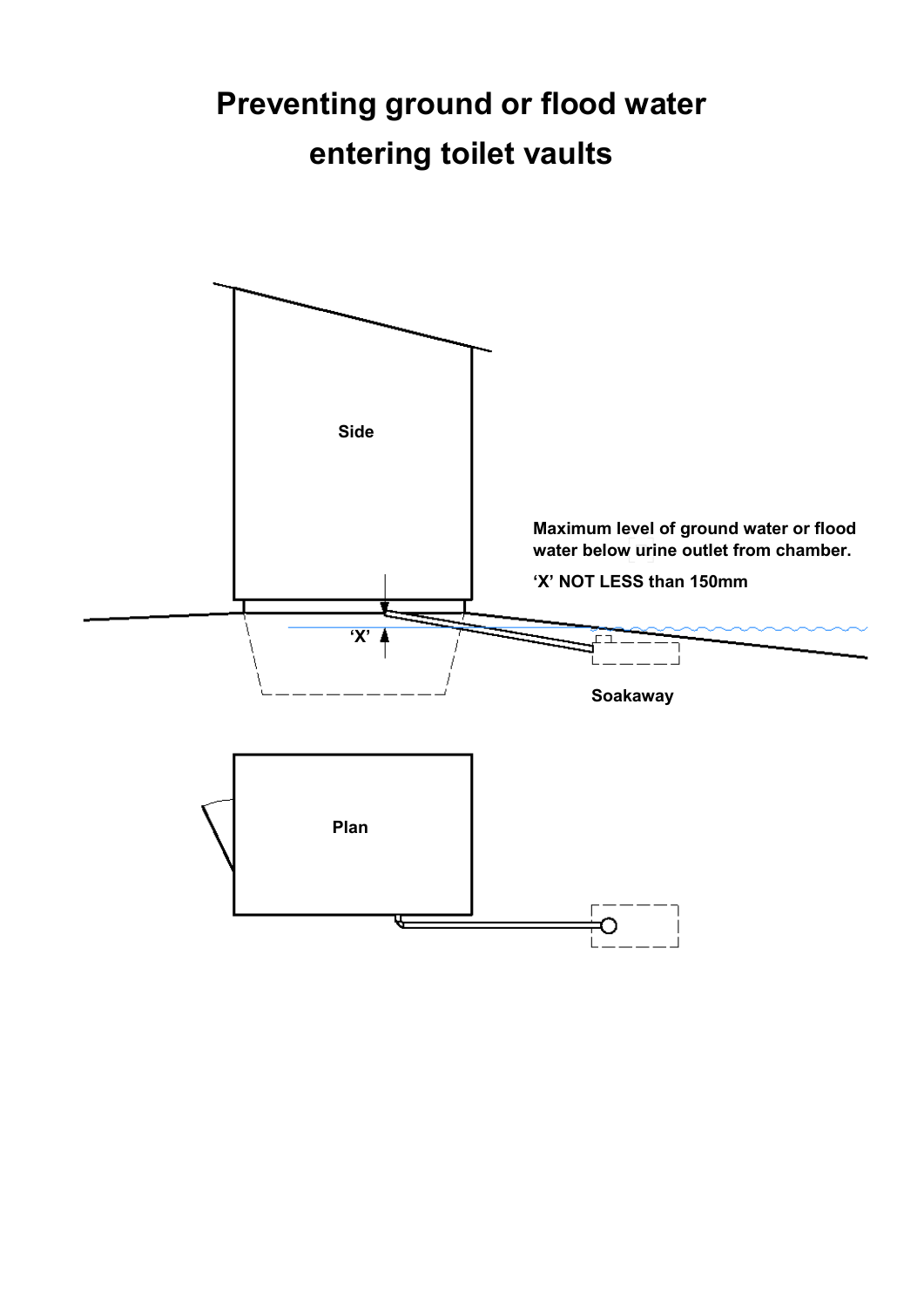# Preventing ground or flood water entering toilet vaults

Side

Maximum level of ground water or flood water below urine outlet from chamber.

'X' NOT LESS than 150mm

'X'

Soakaway

Plan